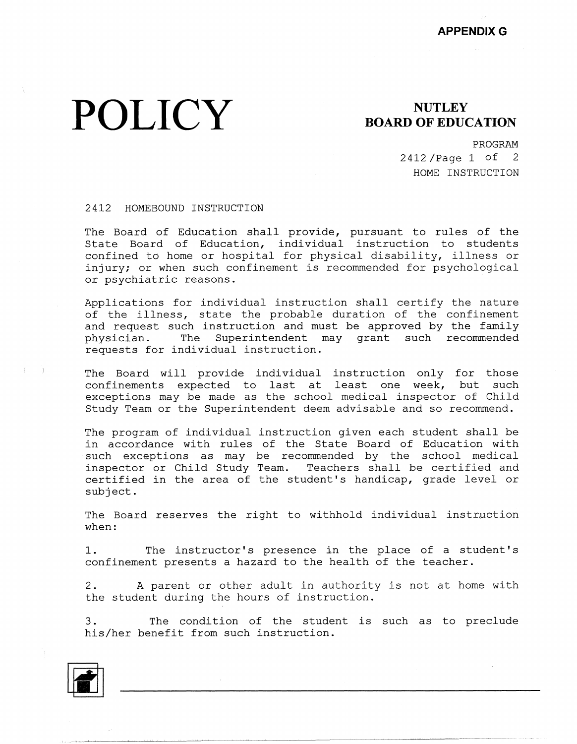APPENDIX G

# POLICY

**NUTLEY BOARD OF EDUCATION**

PROGRAM
2412/Page 1 of 2
HOME INSTRUCTION

## 2412 HOMEBOUND INSTRUCTION

The Board of Education shall provide, pursuant to rules of the State Board of Education, individual instruction to students confined to home or hospital for physical disability, illness or injury; or when such confinement is recommended for psychological or psychiatric reasons.

Applications for individual instruction shall certify the nature of the illness, state the probable duration of the confinement and request such instruction and must be approved by the family physician. The Superintendent may grant such recommended requests for individual instruction.

The Board will provide individual instruction only for those confinements expected to last at least one week, but such exceptions may be made as the school medical inspector of Child Study Team or the Superintendent deem advisable and so recommend.

The program of individual instruction given each student shall be in accordance with rules of the State Board of Education with such exceptions as may be recommended by the school medical inspector or Child Study Team. Teachers shall be certified and certified in the area of the student's handicap, grade level or subject.

The Board reserves the right to withhold individual instruction when:

1. The instructor's presence in the place of a student's confinement presents a hazard to the health of the teacher.

2. A parent or other adult in authority is not at home with the student during the hours of instruction.

3. The condition of the student is such as to preclude his/her benefit from such instruction.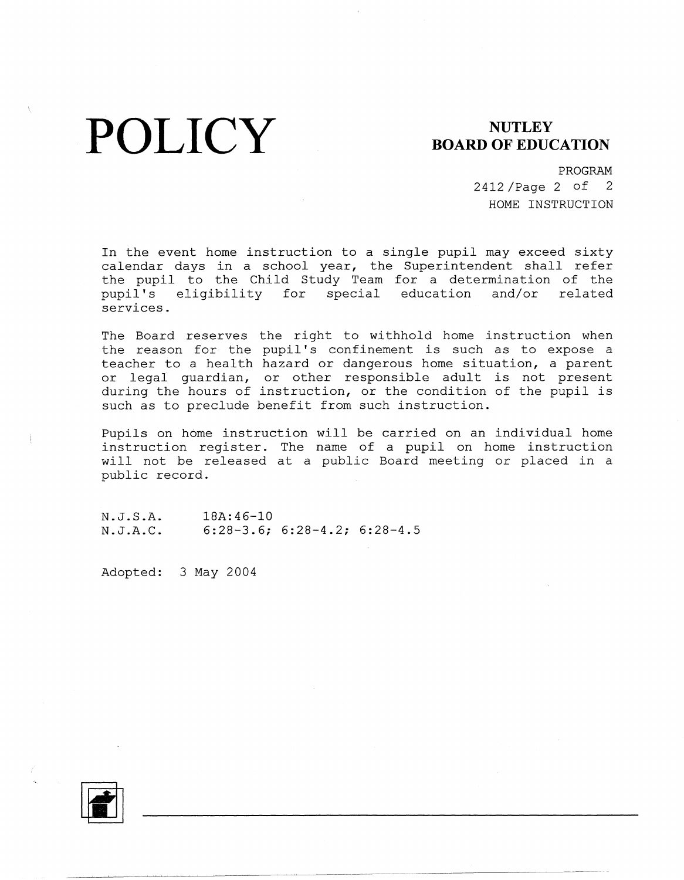In the event home instruction to a single pupil may exceed sixty calendar days in a school year, the Superintendent shall refer the pupil to the Child Study Team for a determination of the pupil's eligibility for special education and/or related services.

The Board reserves the right to withhold home instruction when the reason for the pupil's confinement is such as to expose a teacher to a health hazard or dangerous home situation, a parent or legal guardian, or other responsible adult is not present during the hours of instruction, or the condition of the pupil is such as to preclude benefit from such instruction.

Pupils on home instruction will be carried on an individual home instruction register. The name of a pupil on home instruction will not be released at a public Board meeting or placed in a public record.

N.J.S.A. 18A:46-10
N.J.A.C. 6:28-3.6; 6:28-4.2; 6:28-4.5

Adopted: 3 May 2004